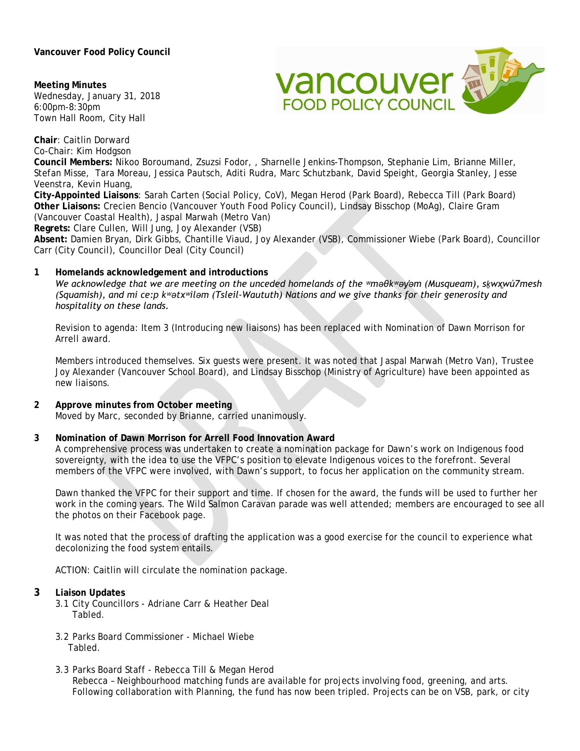**Vancouver Food Policy Council**

**Meeting Minutes**
Wednesday, January 31, 2018
6:00pm-8:30pm
Town Hall Room, City Hall

**Chair**: Caitlin Dorward
Co-Chair: Kim Hodgson
**Council Members:** Nikoo Boroumand, Zsuzsi Fodor, , Sharnelle Jenkins-Thompson, Stephanie Lim, Brianne Miller, Stefan Misse, Tara Moreau, Jessica Pautsch, Aditi Rudra, Marc Schutzbank, David Speight, Georgia Stanley, Jesse Veenstra, Kevin Huang,
**City-Appointed Liaisons**: Sarah Carten (Social Policy, CoV), Megan Herod (Park Board), Rebecca Till (Park Board)
**Other Liaisons:** Crecien Bencio (Vancouver Youth Food Policy Council), Lindsay Bisschop (MoAg), Claire Gram (Vancouver Coastal Health), Jaspal Marwah (Metro Van)
**Regrets:** Clare Cullen, Will Jung, Joy Alexander (VSB)
**Absent:** Damien Bryan, Dirk Gibbs, Chantille Viaud, Joy Alexander (VSB), Commissioner Wiebe (Park Board), Councillor Carr (City Council), Councillor Deal (City Council)

**1 Homelands acknowledgement and introductions**

*We acknowledge that we are meeting on the unceded homelands of the ʷməθkʷəy̓əm (Musqueam), sḵwx̱wú7mesh (Squamish), and mi ce:p kʷətxʷiləm (Tsleil-Waututh) Nations and we give thanks for their generosity and hospitality on these lands.*

Revision to agenda: Item 3 (Introducing new liaisons) has been replaced with Nomination of Dawn Morrison for Arrell award.

Members introduced themselves. Six guests were present. It was noted that Jaspal Marwah (Metro Van), Trustee Joy Alexander (Vancouver School Board), and Lindsay Bisschop (Ministry of Agriculture) have been appointed as new liaisons.

**2 Approve minutes from October meeting**

Moved by Marc, seconded by Brianne, carried unanimously.

**3 Nomination of Dawn Morrison for Arrell Food Innovation Award**

A comprehensive process was undertaken to create a nomination package for Dawn's work on Indigenous food sovereignty, with the idea to use the VFPC's position to elevate Indigenous voices to the forefront. Several members of the VFPC were involved, with Dawn's support, to focus her application on the community stream.

Dawn thanked the VFPC for their support and time. If chosen for the award, the funds will be used to further her work in the coming years. The Wild Salmon Caravan parade was well attended; members are encouraged to see all the photos on their Facebook page.

It was noted that the process of drafting the application was a good exercise for the council to experience what decolonizing the food system entails.

ACTION: Caitlin will circulate the nomination package.

**3 Liaison Updates**

3.1 City Councillors - Adriane Carr & Heather Deal
Tabled.

3.2 Parks Board Commissioner - Michael Wiebe
Tabled.

3.3 Parks Board Staff - Rebecca Till & Megan Herod
Rebecca – Neighbourhood matching funds are available for projects involving food, greening, and arts. Following collaboration with Planning, the fund has now been tripled. Projects can be on VSB, park, or city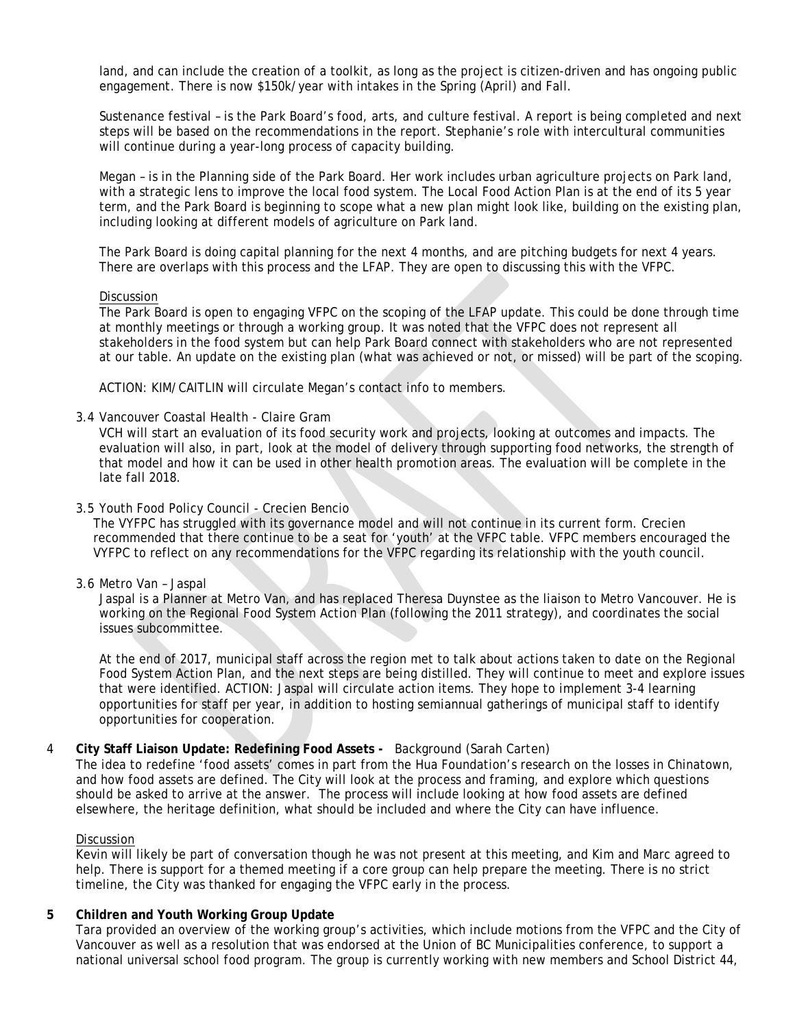land, and can include the creation of a toolkit, as long as the project is citizen-driven and has ongoing public engagement. There is now $150k/year with intakes in the Spring (April) and Fall.

Sustenance festival – is the Park Board's food, arts, and culture festival. A report is being completed and next steps will be based on the recommendations in the report. Stephanie's role with intercultural communities will continue during a year-long process of capacity building.

Megan – is in the Planning side of the Park Board. Her work includes urban agriculture projects on Park land, with a strategic lens to improve the local food system. The Local Food Action Plan is at the end of its 5 year term, and the Park Board is beginning to scope what a new plan might look like, building on the existing plan, including looking at different models of agriculture on Park land.

The Park Board is doing capital planning for the next 4 months, and are pitching budgets for next 4 years. There are overlaps with this process and the LFAP. They are open to discussing this with the VFPC.

Discussion

The Park Board is open to engaging VFPC on the scoping of the LFAP update. This could be done through time at monthly meetings or through a working group. It was noted that the VFPC does not represent all stakeholders in the food system but can help Park Board connect with stakeholders who are not represented at our table. An update on the existing plan (what was achieved or not, or missed) will be part of the scoping.

ACTION: KIM/CAITLIN will circulate Megan's contact info to members.

3.4 Vancouver Coastal Health - Claire Gram

VCH will start an evaluation of its food security work and projects, looking at outcomes and impacts. The evaluation will also, in part, look at the model of delivery through supporting food networks, the strength of that model and how it can be used in other health promotion areas. The evaluation will be complete in the late fall 2018.

3.5 Youth Food Policy Council - Crecien Bencio

The VYFPC has struggled with its governance model and will not continue in its current form. Crecien recommended that there continue to be a seat for 'youth' at the VFPC table. VFPC members encouraged the VYFPC to reflect on any recommendations for the VFPC regarding its relationship with the youth council.

3.6 Metro Van – Jaspal

Jaspal is a Planner at Metro Van, and has replaced Theresa Duynstee as the liaison to Metro Vancouver. He is working on the Regional Food System Action Plan (following the 2011 strategy), and coordinates the social issues subcommittee.

At the end of 2017, municipal staff across the region met to talk about actions taken to date on the Regional Food System Action Plan, and the next steps are being distilled. They will continue to meet and explore issues that were identified. ACTION: Jaspal will circulate action items. They hope to implement 3-4 learning opportunities for staff per year, in addition to hosting semiannual gatherings of municipal staff to identify opportunities for cooperation.

4 **City Staff Liaison Update: Redefining Food Assets -** Background (Sarah Carten)

The idea to redefine 'food assets' comes in part from the Hua Foundation's research on the losses in Chinatown, and how food assets are defined. The City will look at the process and framing, and explore which questions should be asked to arrive at the answer. The process will include looking at how food assets are defined elsewhere, the heritage definition, what should be included and where the City can have influence.

Discussion

Kevin will likely be part of conversation though he was not present at this meeting, and Kim and Marc agreed to help. There is support for a themed meeting if a core group can help prepare the meeting. There is no strict timeline, the City was thanked for engaging the VFPC early in the process.

**5 Children and Youth Working Group Update**

Tara provided an overview of the working group's activities, which include motions from the VFPC and the City of Vancouver as well as a resolution that was endorsed at the Union of BC Municipalities conference, to support a national universal school food program. The group is currently working with new members and School District 44,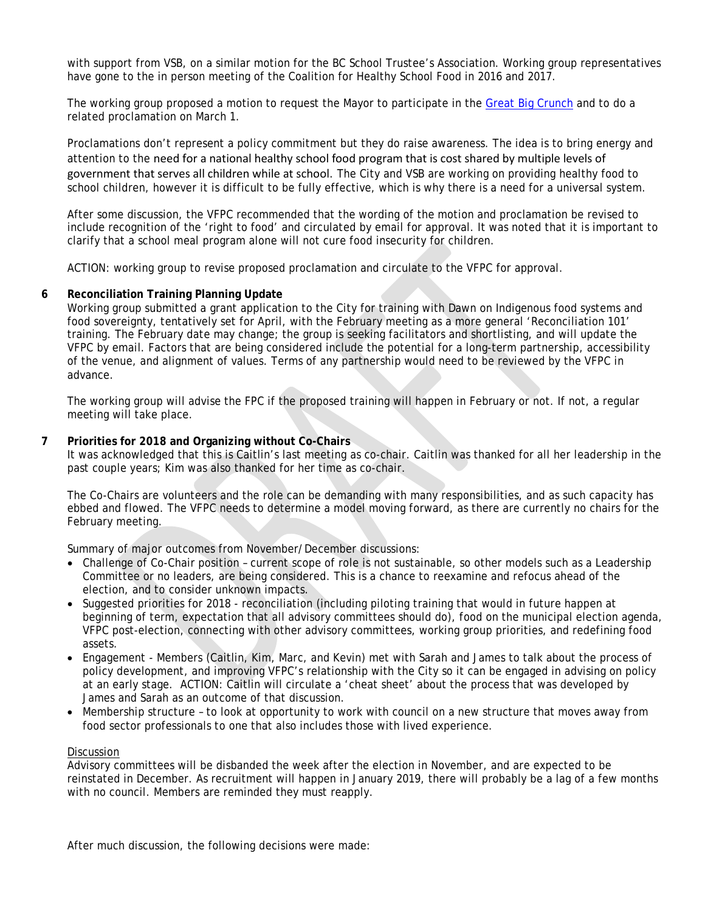with support from VSB, on a similar motion for the BC School Trustee's Association. Working group representatives have gone to the in person meeting of the Coalition for Healthy School Food in 2016 and 2017.

The working group proposed a motion to request the Mayor to participate in the [Great Big Crunch](Great Big Crunch) and to do a related proclamation on March 1.

Proclamations don't represent a policy commitment but they do raise awareness. The idea is to bring energy and attention to the need for a national healthy school food program that is cost shared by multiple levels of government that serves all children while at school. The City and VSB are working on providing healthy food to school children, however it is difficult to be fully effective, which is why there is a need for a universal system.

After some discussion, the VFPC recommended that the wording of the motion and proclamation be revised to include recognition of the 'right to food' and circulated by email for approval. It was noted that it is important to clarify that a school meal program alone will not cure food insecurity for children.

ACTION: working group to revise proposed proclamation and circulate to the VFPC for approval.

**6 Reconciliation Training Planning Update**

Working group submitted a grant application to the City for training with Dawn on Indigenous food systems and food sovereignty, tentatively set for April, with the February meeting as a more general 'Reconciliation 101' training. The February date may change; the group is seeking facilitators and shortlisting, and will update the VFPC by email. Factors that are being considered include the potential for a long-term partnership, accessibility of the venue, and alignment of values. Terms of any partnership would need to be reviewed by the VFPC in advance.

The working group will advise the FPC if the proposed training will happen in February or not. If not, a regular meeting will take place.

**7 Priorities for 2018 and Organizing without Co-Chairs**

It was acknowledged that this is Caitlin's last meeting as co-chair. Caitlin was thanked for all her leadership in the past couple years; Kim was also thanked for her time as co-chair.

The Co-Chairs are volunteers and the role can be demanding with many responsibilities, and as such capacity has ebbed and flowed. The VFPC needs to determine a model moving forward, as there are currently no chairs for the February meeting.

Summary of major outcomes from November/December discussions:

- Challenge of Co-Chair position – current scope of role is not sustainable, so other models such as a Leadership Committee or no leaders, are being considered. This is a chance to reexamine and refocus ahead of the election, and to consider unknown impacts.
- Suggested priorities for 2018 - reconciliation (including piloting training that would in future happen at beginning of term, expectation that all advisory committees should do), food on the municipal election agenda, VFPC post-election, connecting with other advisory committees, working group priorities, and redefining food assets.
- Engagement - Members (Caitlin, Kim, Marc, and Kevin) met with Sarah and James to talk about the process of policy development, and improving VFPC's relationship with the City so it can be engaged in advising on policy at an early stage. ACTION: Caitlin will circulate a 'cheat sheet' about the process that was developed by James and Sarah as an outcome of that discussion.
- Membership structure – to look at opportunity to work with council on a new structure that moves away from food sector professionals to one that also includes those with lived experience.

<u>Discussion</u>

Advisory committees will be disbanded the week after the election in November, and are expected to be reinstated in December. As recruitment will happen in January 2019, there will probably be a lag of a few months with no council. Members are reminded they must reapply.

After much discussion, the following decisions were made: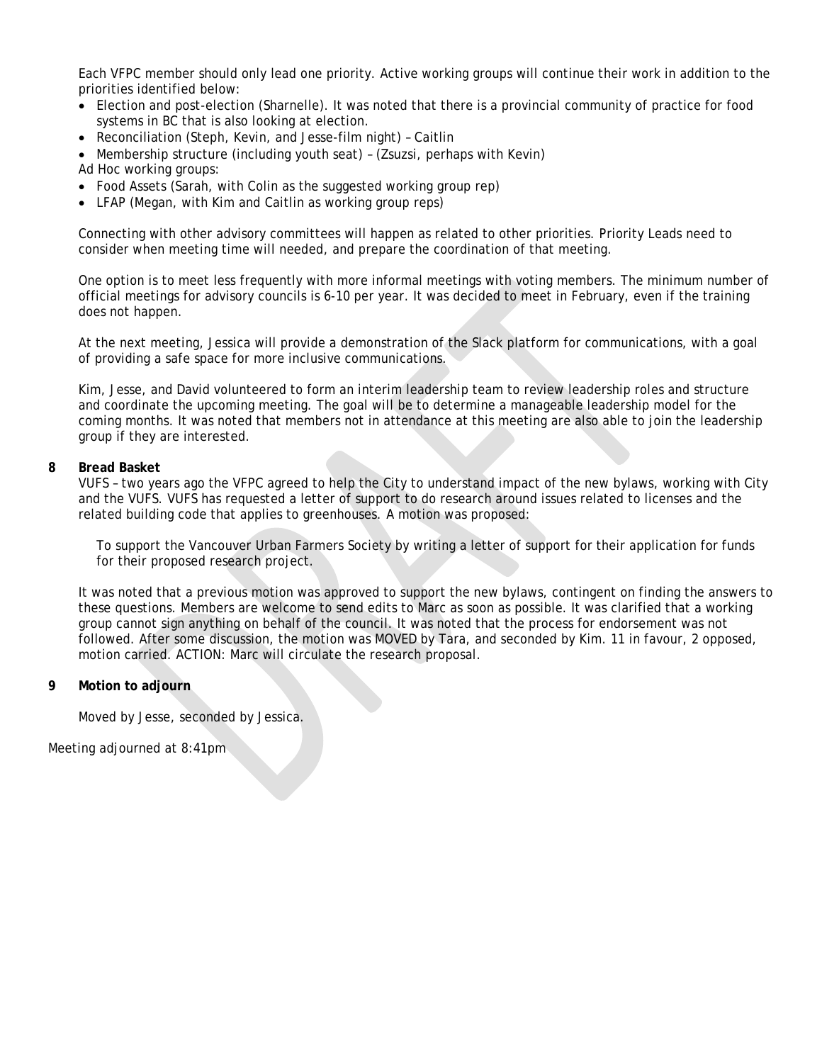Each VFPC member should only lead one priority. Active working groups will continue their work in addition to the priorities identified below:

- Election and post-election (Sharnelle). It was noted that there is a provincial community of practice for food systems in BC that is also looking at election.
- Reconciliation (Steph, Kevin, and Jesse-film night) – Caitlin
- Membership structure (including youth seat) – (Zsuzsi, perhaps with Kevin)

Ad Hoc working groups:

- Food Assets (Sarah, with Colin as the suggested working group rep)
- LFAP (Megan, with Kim and Caitlin as working group reps)

Connecting with other advisory committees will happen as related to other priorities. Priority Leads need to consider when meeting time will needed, and prepare the coordination of that meeting.

One option is to meet less frequently with more informal meetings with voting members. The minimum number of official meetings for advisory councils is 6-10 per year. It was decided to meet in February, even if the training does not happen.

At the next meeting, Jessica will provide a demonstration of the Slack platform for communications, with a goal of providing a safe space for more inclusive communications.

Kim, Jesse, and David volunteered to form an interim leadership team to review leadership roles and structure and coordinate the upcoming meeting. The goal will be to determine a manageable leadership model for the coming months. It was noted that members not in attendance at this meeting are also able to join the leadership group if they are interested.

**8 Bread Basket**

VUFS – two years ago the VFPC agreed to help the City to understand impact of the new bylaws, working with City and the VUFS. VUFS has requested a letter of support to do research around issues related to licenses and the related building code that applies to greenhouses. A motion was proposed:

> To support the Vancouver Urban Farmers Society by writing a letter of support for their application for funds for their proposed research project.

It was noted that a previous motion was approved to support the new bylaws, contingent on finding the answers to these questions. Members are welcome to send edits to Marc as soon as possible. It was clarified that a working group cannot sign anything on behalf of the council. It was noted that the process for endorsement was not followed. After some discussion, the motion was MOVED by Tara, and seconded by Kim. 11 in favour, 2 opposed, motion carried. ACTION: Marc will circulate the research proposal.

**9 Motion to adjourn**

Moved by Jesse, seconded by Jessica.

Meeting adjourned at 8:41pm